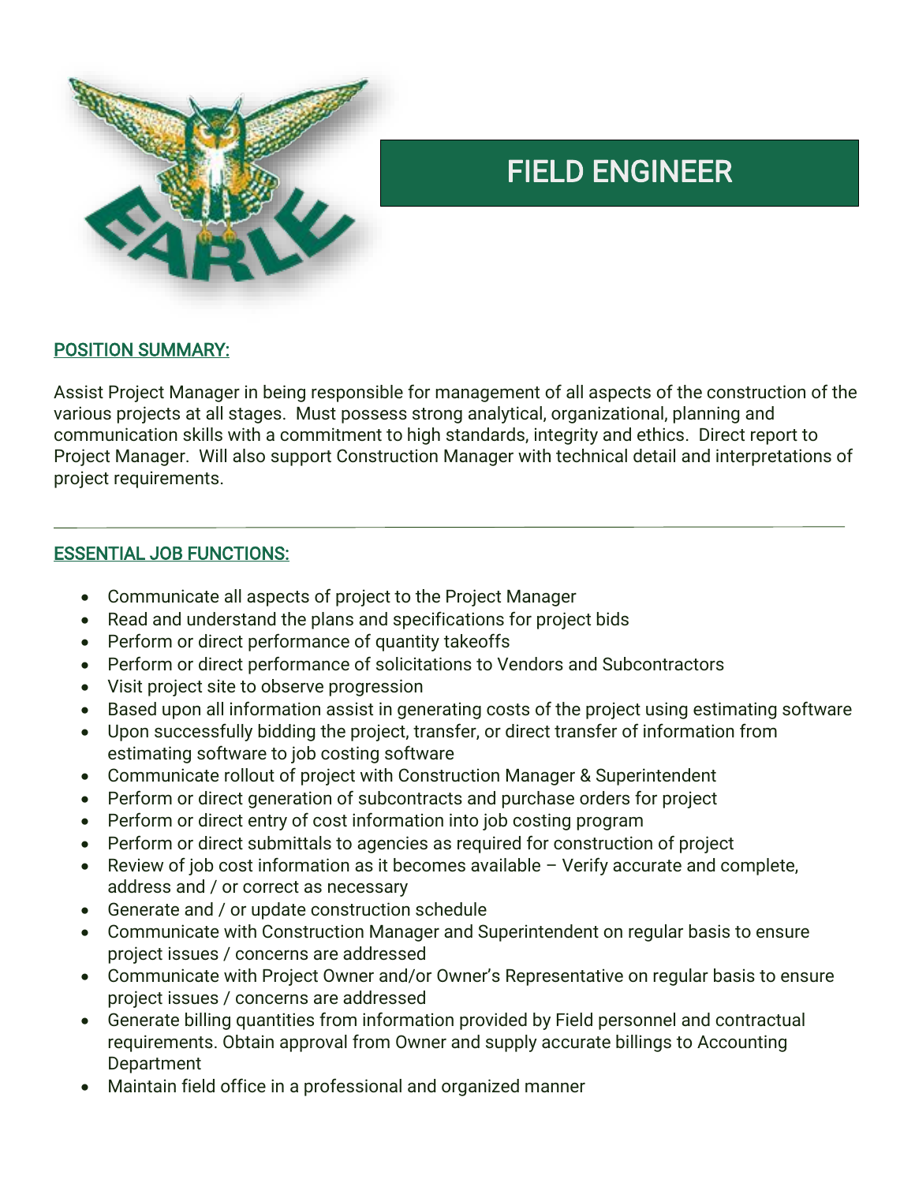# FIELD ENGINEER

## POSITION SUMMARY:

Assist Project Manager in being responsible for management of all aspects of the construction of the various projects at all stages. Must possess strong analytical, organizational, planning and communication skills with a commitment to high standards, integrity and ethics. Direct report to Project Manager. Will also support Construction Manager with technical detail and interpretations of project requirements.

---

## ESSENTIAL JOB FUNCTIONS:

- Communicate all aspects of project to the Project Manager
- Read and understand the plans and specifications for project bids
- Perform or direct performance of quantity takeoffs
- Perform or direct performance of solicitations to Vendors and Subcontractors
- Visit project site to observe progression
- Based upon all information assist in generating costs of the project using estimating software
- Upon successfully bidding the project, transfer, or direct transfer of information from estimating software to job costing software
- Communicate rollout of project with Construction Manager & Superintendent
- Perform or direct generation of subcontracts and purchase orders for project
- Perform or direct entry of cost information into job costing program
- Perform or direct submittals to agencies as required for construction of project
- Review of job cost information as it becomes available – Verify accurate and complete, address and / or correct as necessary
- Generate and / or update construction schedule
- Communicate with Construction Manager and Superintendent on regular basis to ensure project issues / concerns are addressed
- Communicate with Project Owner and/or Owner's Representative on regular basis to ensure project issues / concerns are addressed
- Generate billing quantities from information provided by Field personnel and contractual requirements. Obtain approval from Owner and supply accurate billings to Accounting Department
- Maintain field office in a professional and organized manner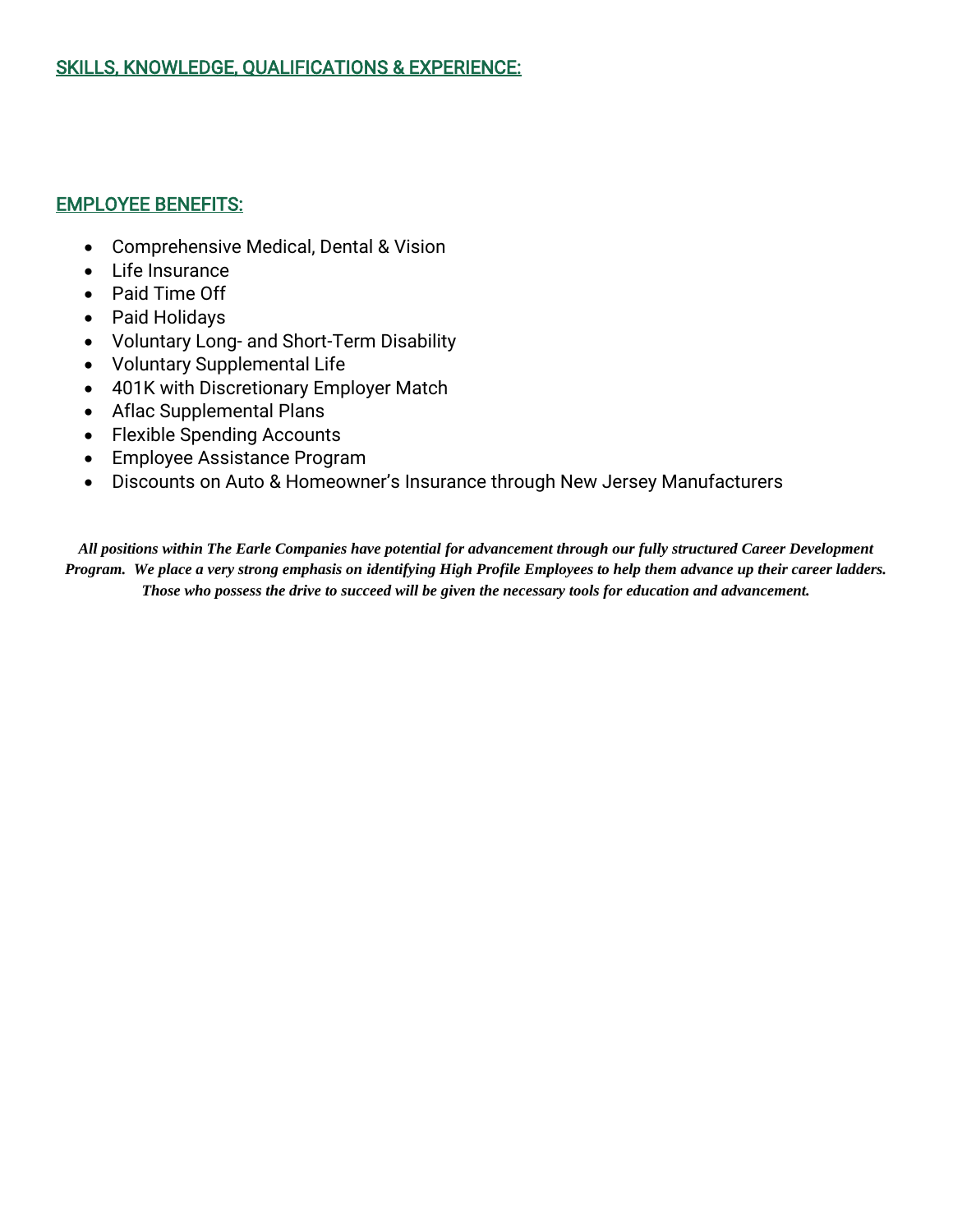## SKILLS, KNOWLEDGE, QUALIFICATIONS & EXPERIENCE:

## EMPLOYEE BENEFITS:

- Comprehensive Medical, Dental & Vision
- Life Insurance
- Paid Time Off
- Paid Holidays
- Voluntary Long- and Short-Term Disability
- Voluntary Supplemental Life
- 401K with Discretionary Employer Match
- Aflac Supplemental Plans
- Flexible Spending Accounts
- Employee Assistance Program
- Discounts on Auto & Homeowner's Insurance through New Jersey Manufacturers

***All positions within The Earle Companies have potential for advancement through our fully structured Career Development Program. We place a very strong emphasis on identifying High Profile Employees to help them advance up their career ladders. Those who possess the drive to succeed will be given the necessary tools for education and advancement.***